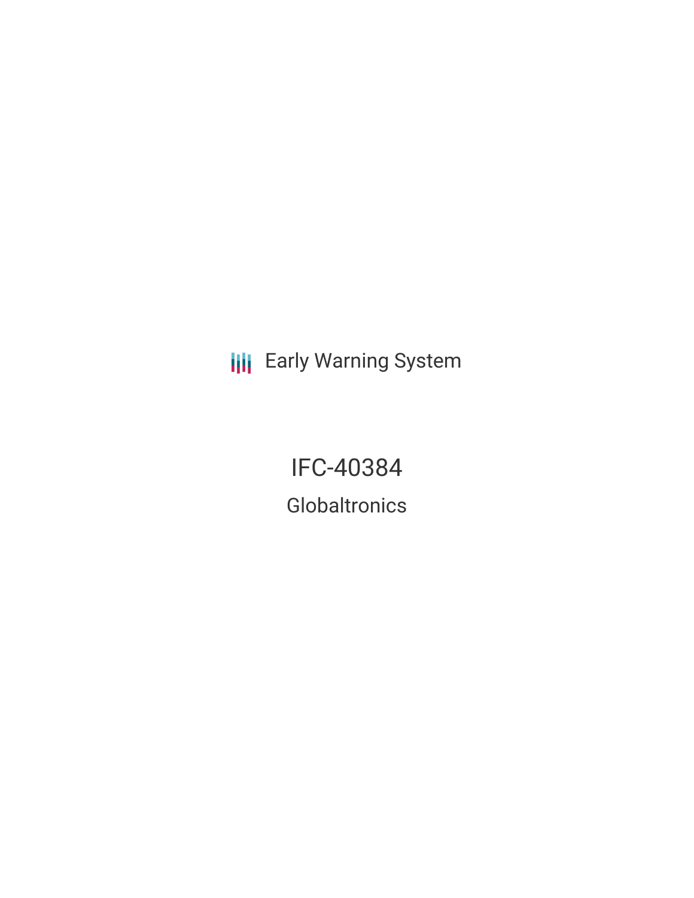Early Warning System

# IFC-40384

## Globaltronics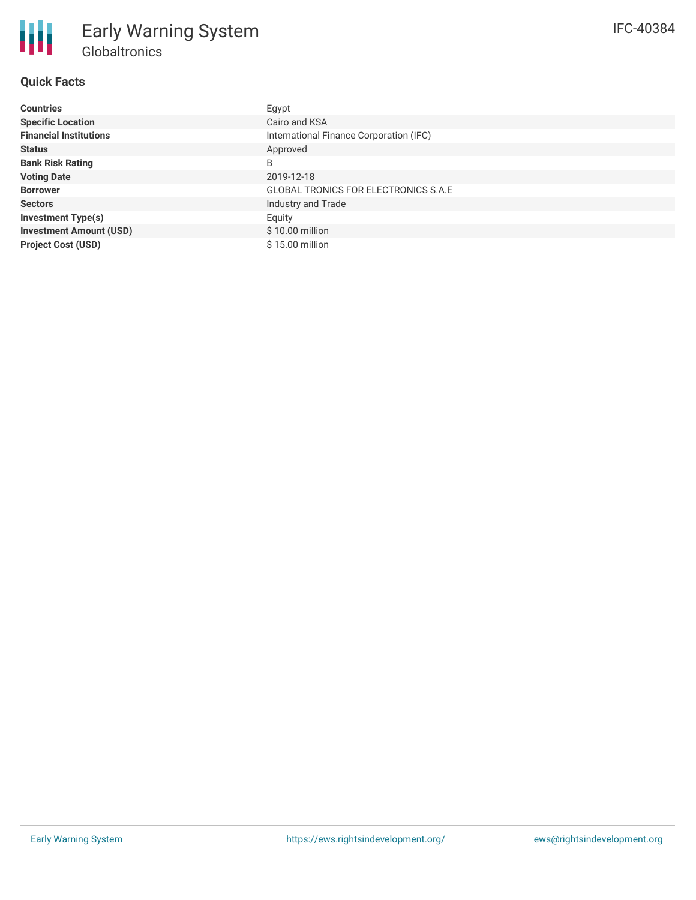# Early Warning System

## Globaltronics

IFC-40384

### Quick Facts

| | |
|---|---|
| **Countries** | Egypt |
| **Specific Location** | Cairo and KSA |
| **Financial Institutions** | International Finance Corporation (IFC) |
| **Status** | Approved |
| **Bank Risk Rating** | B |
| **Voting Date** | 2019-12-18 |
| **Borrower** | GLOBAL TRONICS FOR ELECTRONICS S.A.E |
| **Sectors** | Industry and Trade |
| **Investment Type(s)** | Equity |
| **Investment Amount (USD)** | $ 10.00 million |
| **Project Cost (USD)** | $ 15.00 million |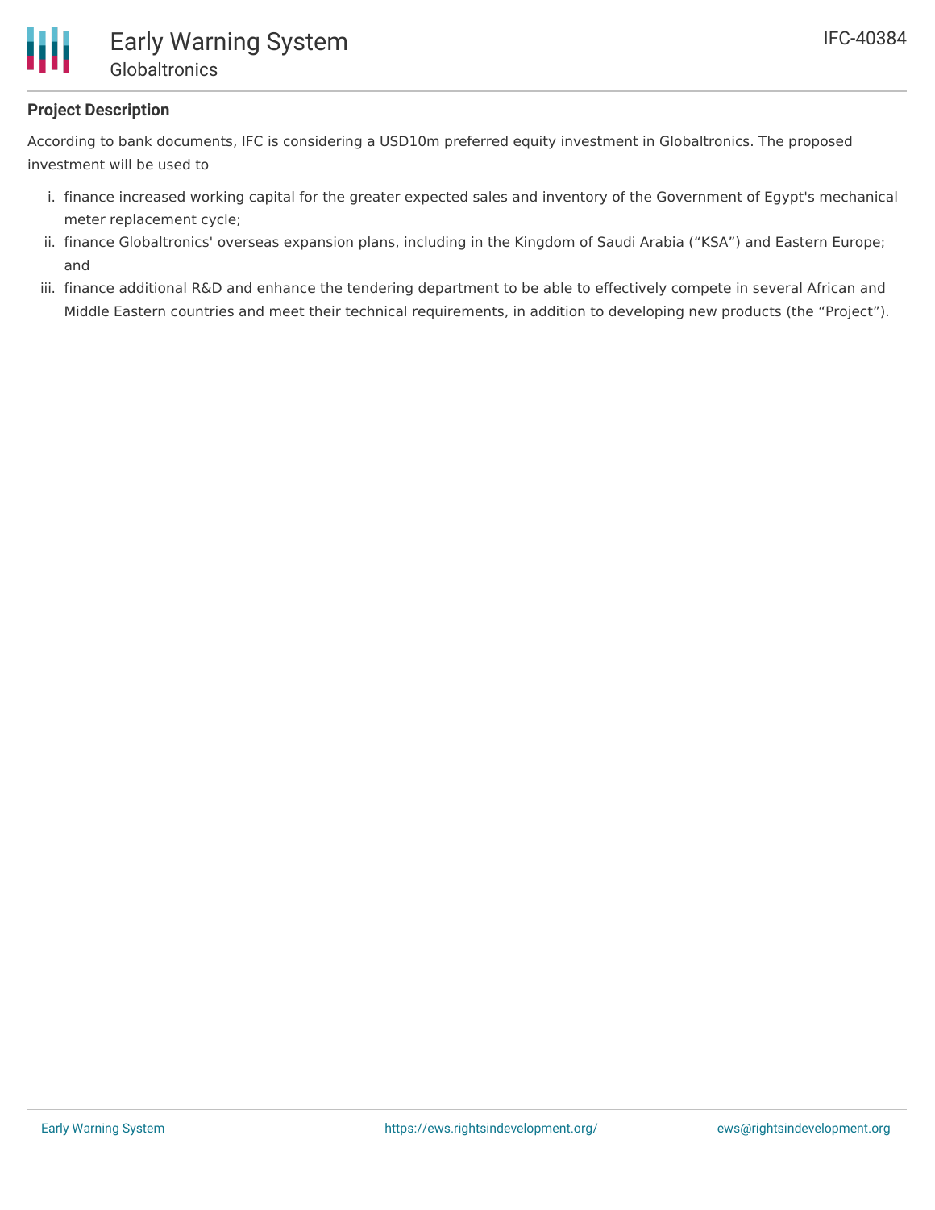## Project Description

According to bank documents, IFC is considering a USD10m preferred equity investment in Globaltronics. The proposed investment will be used to

i. finance increased working capital for the greater expected sales and inventory of the Government of Egypt's mechanical meter replacement cycle;
ii. finance Globaltronics' overseas expansion plans, including in the Kingdom of Saudi Arabia ("KSA") and Eastern Europe; and
iii. finance additional R&D and enhance the tendering department to be able to effectively compete in several African and Middle Eastern countries and meet their technical requirements, in addition to developing new products (the "Project").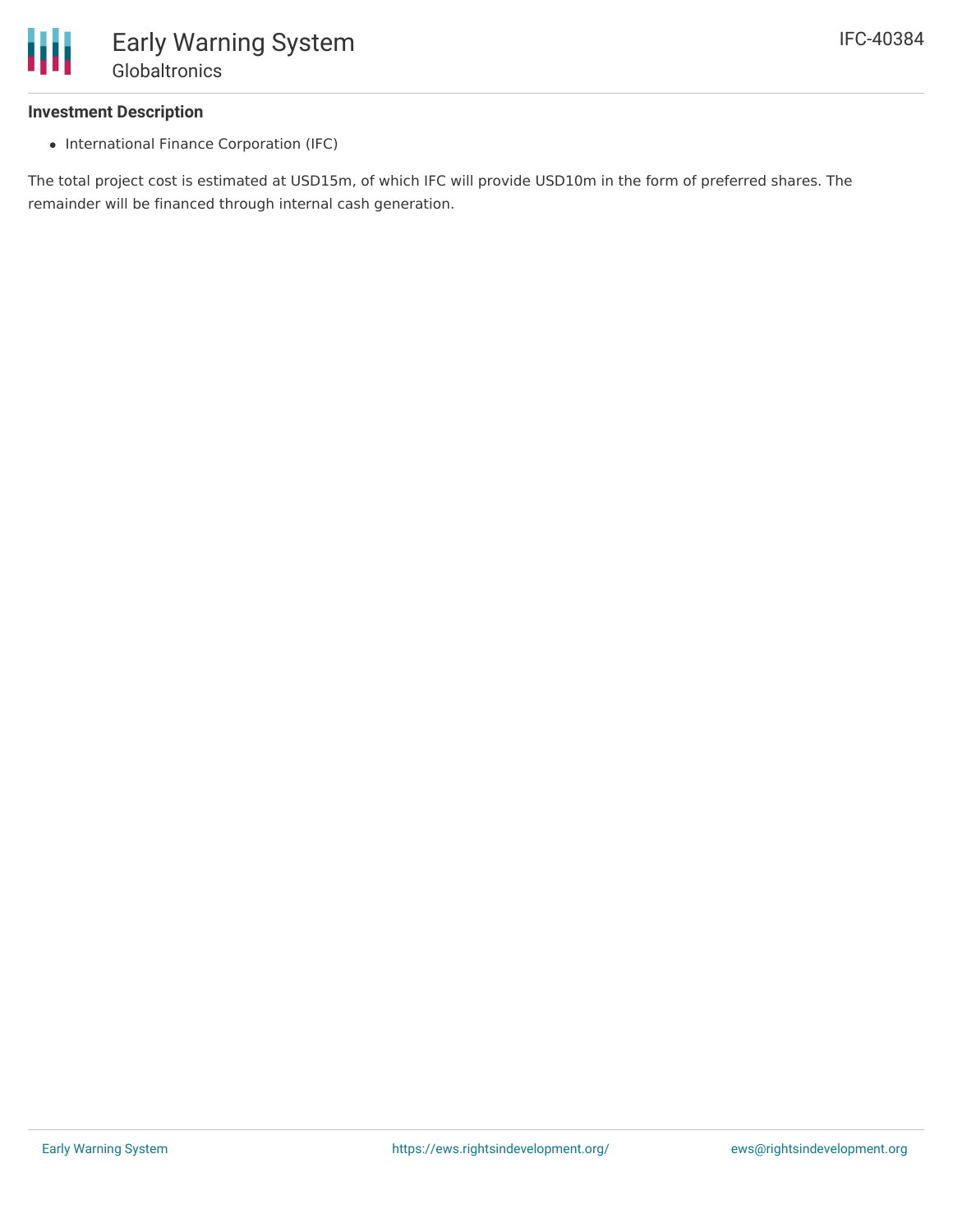### Investment Description

- International Finance Corporation (IFC)

The total project cost is estimated at USD15m, of which IFC will provide USD10m in the form of preferred shares. The remainder will be financed through internal cash generation.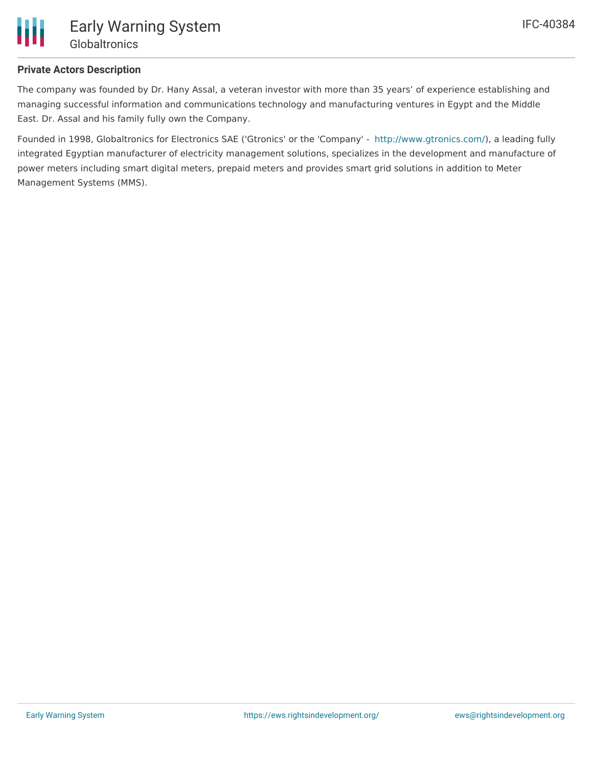**Private Actors Description**

The company was founded by Dr. Hany Assal, a veteran investor with more than 35 years' of experience establishing and managing successful information and communications technology and manufacturing ventures in Egypt and the Middle East. Dr. Assal and his family fully own the Company.

Founded in 1998, Globaltronics for Electronics SAE ('Gtronics' or the 'Company' - http://www.gtronics.com/), a leading fully integrated Egyptian manufacturer of electricity management solutions, specializes in the development and manufacture of power meters including smart digital meters, prepaid meters and provides smart grid solutions in addition to Meter Management Systems (MMS).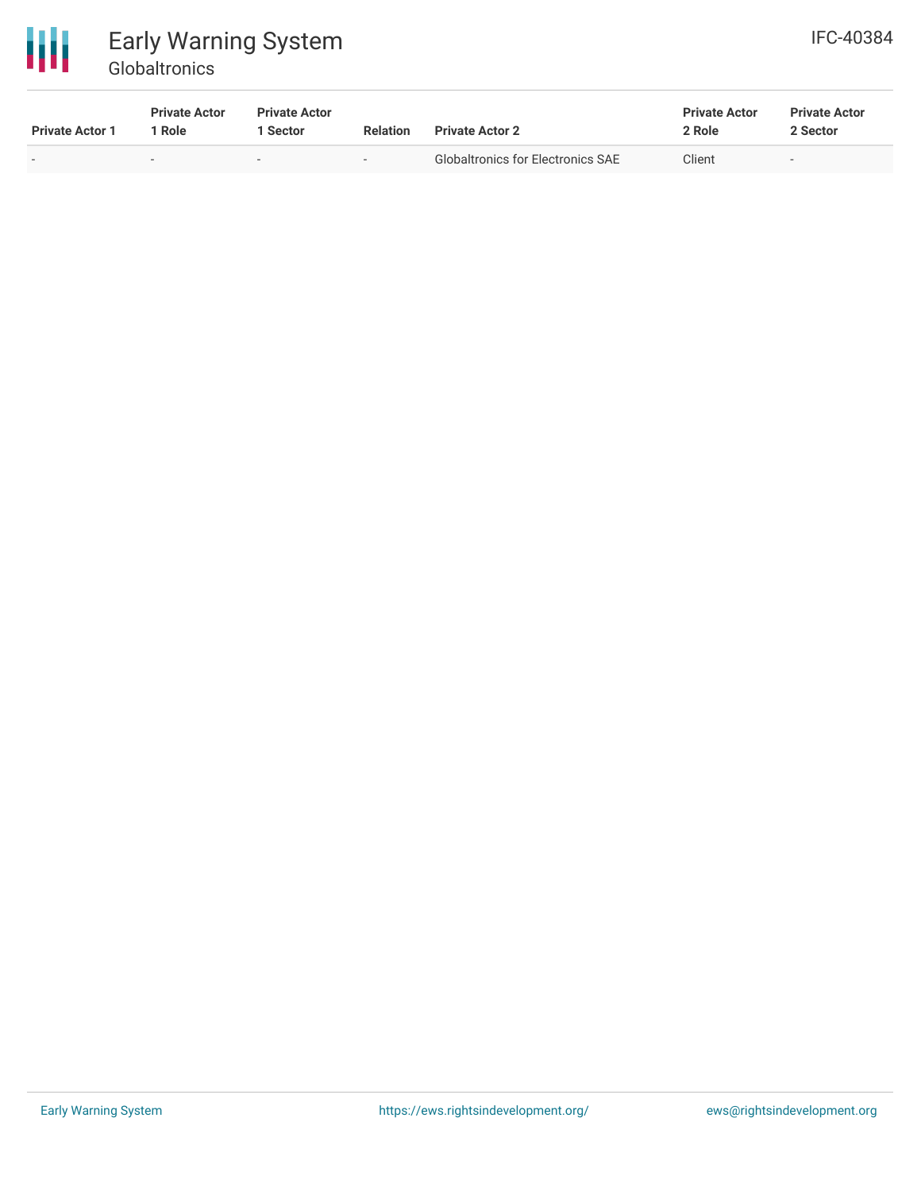| Private Actor 1 | Private Actor 1 Role | Private Actor 1 Sector | Relation | Private Actor 2 | Private Actor 2 Role | Private Actor 2 Sector |
|---|---|---|---|---|---|---|
| - | - | - | - | Globaltronics for Electronics SAE | Client | - |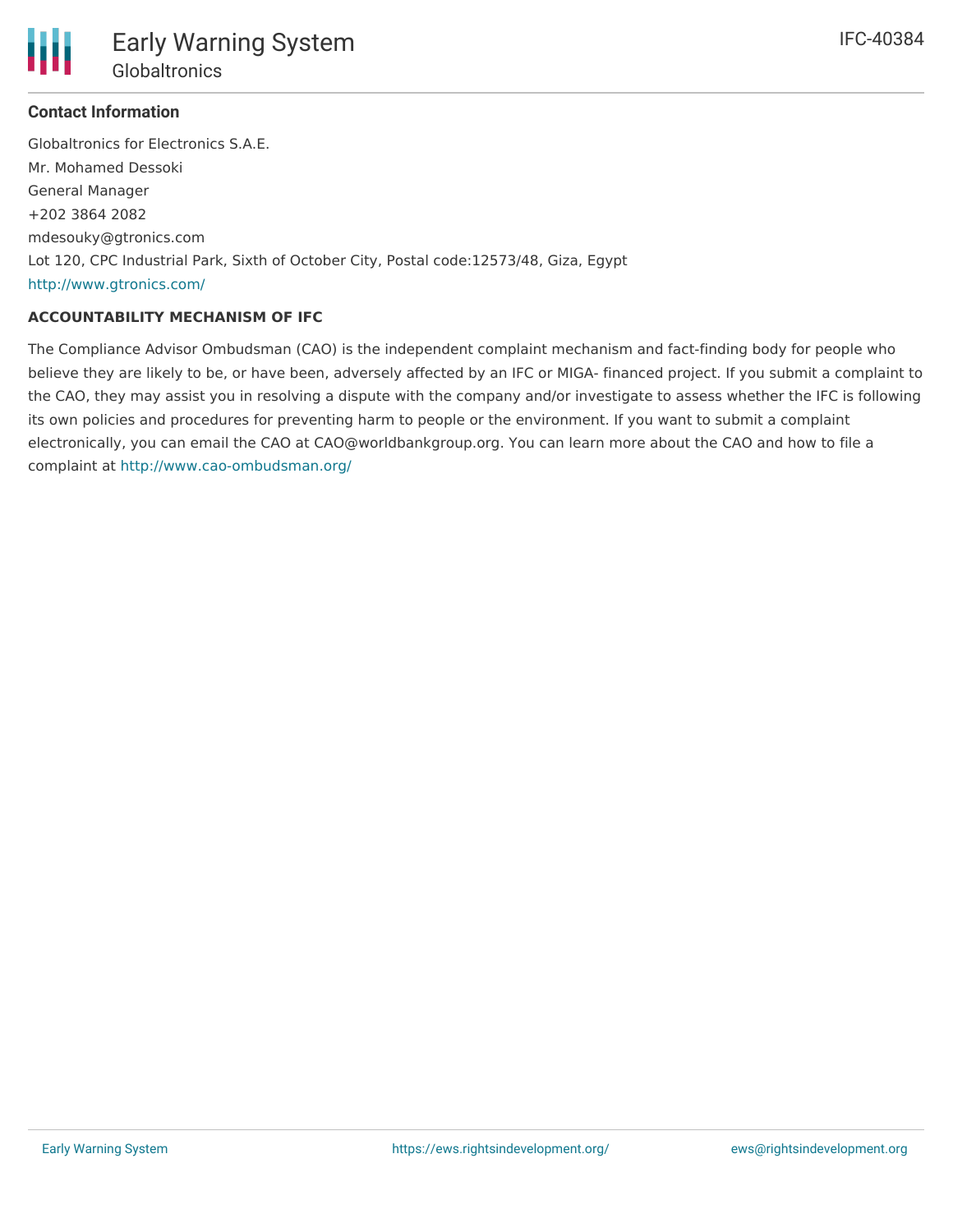### Contact Information

Globaltronics for Electronics S.A.E.
Mr. Mohamed Dessoki
General Manager
+202 3864 2082
mdesouky@gtronics.com
Lot 120, CPC Industrial Park, Sixth of October City, Postal code:12573/48, Giza, Egypt
http://www.gtronics.com/

#### ACCOUNTABILITY MECHANISM OF IFC

The Compliance Advisor Ombudsman (CAO) is the independent complaint mechanism and fact-finding body for people who believe they are likely to be, or have been, adversely affected by an IFC or MIGA- financed project. If you submit a complaint to the CAO, they may assist you in resolving a dispute with the company and/or investigate to assess whether the IFC is following its own policies and procedures for preventing harm to people or the environment. If you want to submit a complaint electronically, you can email the CAO at CAO@worldbankgroup.org. You can learn more about the CAO and how to file a complaint at http://www.cao-ombudsman.org/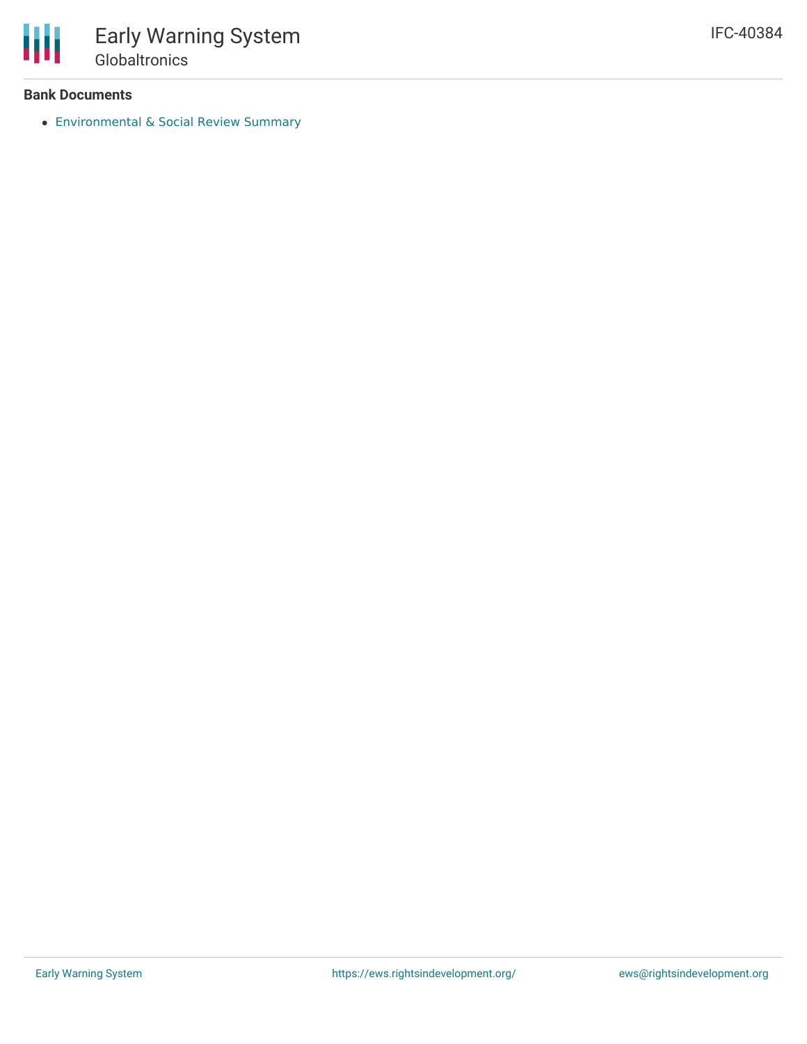**Bank Documents**

- Environmental & Social Review Summary